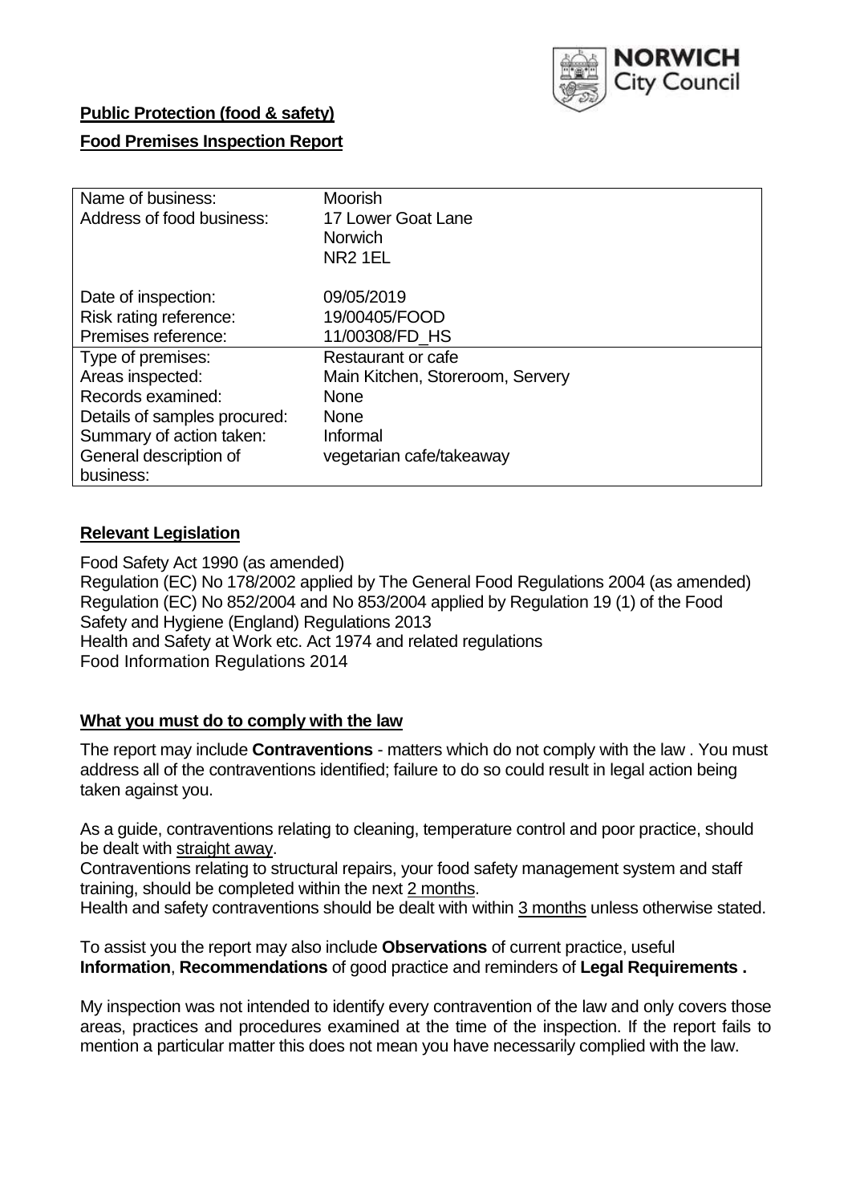**Public Protection (food & safety)**

**Food Premises Inspection Report**

| Name of business: | Moorish |
|---|---|
| Address of food business: | 17 Lower Goat Lane<br>Norwich<br>NR2 1EL |
| Date of inspection: | 09/05/2019 |
| Risk rating reference: | 19/00405/FOOD |
| Premises reference: | 11/00308/FD_HS |
| Type of premises: | Restaurant or cafe |
| Areas inspected: | Main Kitchen, Storeroom, Servery |
| Records examined: | None |
| Details of samples procured: | None |
| Summary of action taken: | Informal |
| General description of business: | vegetarian cafe/takeaway |

## Relevant Legislation

Food Safety Act 1990 (as amended)
Regulation (EC) No 178/2002 applied by The General Food Regulations 2004 (as amended)
Regulation (EC) No 852/2004 and No 853/2004 applied by Regulation 19 (1) of the Food Safety and Hygiene (England) Regulations 2013
Health and Safety at Work etc. Act 1974 and related regulations
Food Information Regulations 2014

## What you must do to comply with the law

The report may include **Contraventions** - matters which do not comply with the law . You must address all of the contraventions identified; failure to do so could result in legal action being taken against you.

As a guide, contraventions relating to cleaning, temperature control and poor practice, should be dealt with straight away.

Contraventions relating to structural repairs, your food safety management system and staff training, should be completed within the next 2 months.

Health and safety contraventions should be dealt with within 3 months unless otherwise stated.

To assist you the report may also include **Observations** of current practice, useful **Information**, **Recommendations** of good practice and reminders of **Legal Requirements .**

My inspection was not intended to identify every contravention of the law and only covers those areas, practices and procedures examined at the time of the inspection. If the report fails to mention a particular matter this does not mean you have necessarily complied with the law.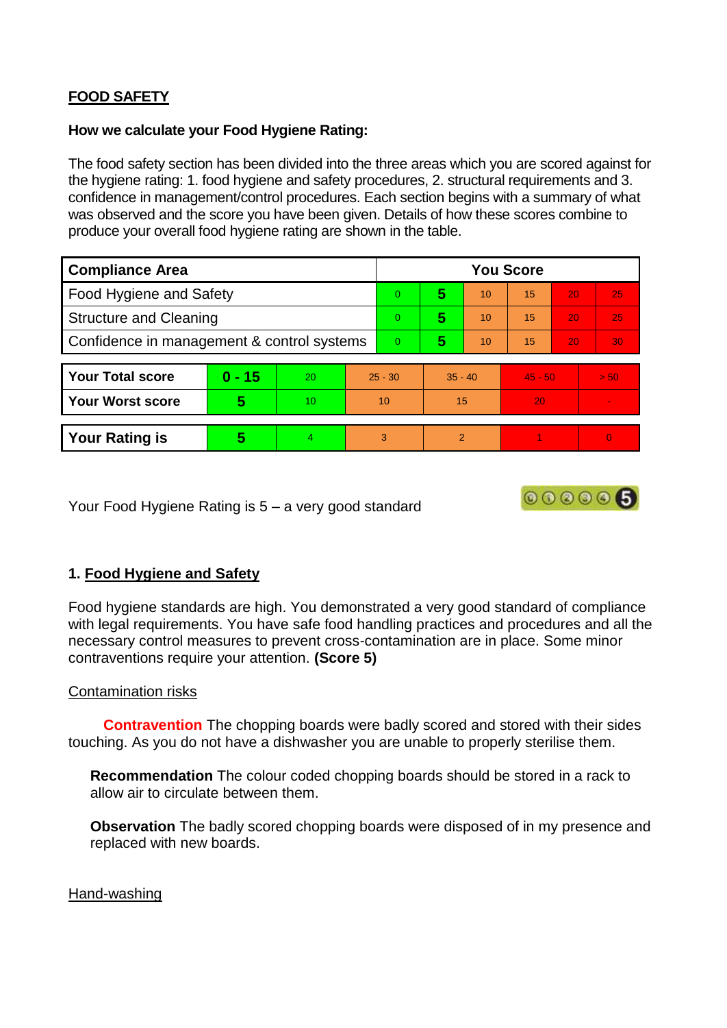**FOOD SAFETY**

**How we calculate your Food Hygiene Rating:**

The food safety section has been divided into the three areas which you are scored against for the hygiene rating: 1. food hygiene and safety procedures, 2. structural requirements and 3. confidence in management/control procedures. Each section begins with a summary of what was observed and the score you have been given. Details of how these scores combine to produce your overall food hygiene rating are shown in the table.

| Compliance Area | You Score | | | | | |
|---|---|---|---|---|---|---|
| Food Hygiene and Safety | 0 | **5** | 10 | 15 | 20 | 25 |
| Structure and Cleaning | 0 | **5** | 10 | 15 | 20 | 25 |
| Confidence in management & control systems | 0 | **5** | 10 | 15 | 20 | 30 |

| | | | | | | |
|---|---|---|---|---|---|---|
| **Your Total score** | **0 - 15** | 20 | 25 - 30 | 35 - 40 | 45 - 50 | > 50 |
| **Your Worst score** | **5** | 10 | 10 | 15 | 20 | - |
| **Your Rating is** | **5** | 4 | 3 | 2 | 1 | 0 |

Your Food Hygiene Rating is 5 – a very good standard

## 1. Food Hygiene and Safety

Food hygiene standards are high. You demonstrated a very good standard of compliance with legal requirements. You have safe food handling practices and procedures and all the necessary control measures to prevent cross-contamination are in place. Some minor contraventions require your attention. **(Score 5)**

Contamination risks

**Contravention** The chopping boards were badly scored and stored with their sides touching. As you do not have a dishwasher you are unable to properly sterilise them.

**Recommendation** The colour coded chopping boards should be stored in a rack to allow air to circulate between them.

**Observation** The badly scored chopping boards were disposed of in my presence and replaced with new boards.

Hand-washing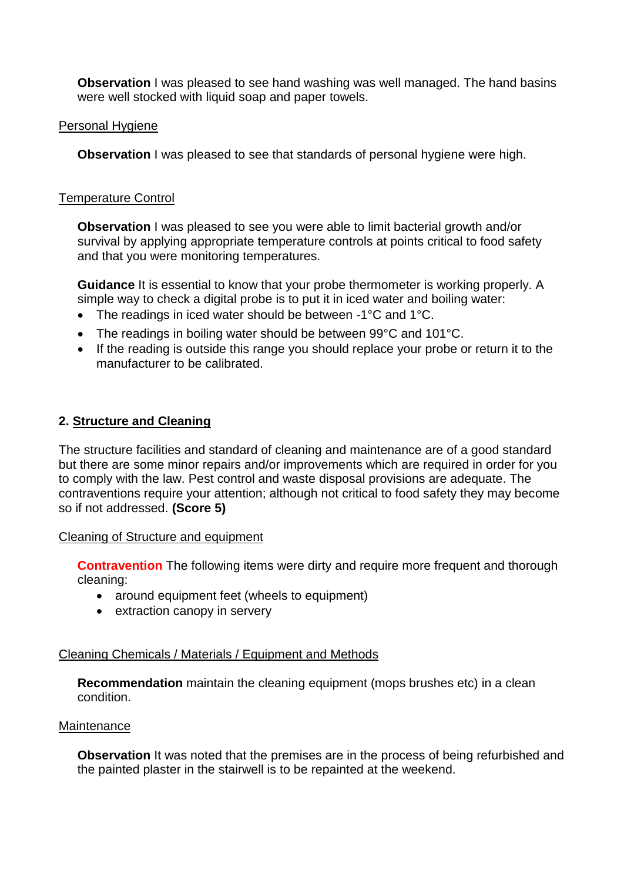**Observation** I was pleased to see hand washing was well managed. The hand basins were well stocked with liquid soap and paper towels.

Personal Hygiene

**Observation** I was pleased to see that standards of personal hygiene were high.

Temperature Control

**Observation** I was pleased to see you were able to limit bacterial growth and/or survival by applying appropriate temperature controls at points critical to food safety and that you were monitoring temperatures.

**Guidance** It is essential to know that your probe thermometer is working properly. A simple way to check a digital probe is to put it in iced water and boiling water:

- The readings in iced water should be between -1°C and 1°C.
- The readings in boiling water should be between 99°C and 101°C.
- If the reading is outside this range you should replace your probe or return it to the manufacturer to be calibrated.

## 2. Structure and Cleaning

The structure facilities and standard of cleaning and maintenance are of a good standard but there are some minor repairs and/or improvements which are required in order for you to comply with the law. Pest control and waste disposal provisions are adequate. The contraventions require your attention; although not critical to food safety they may become so if not addressed. **(Score 5)**

Cleaning of Structure and equipment

**Contravention** The following items were dirty and require more frequent and thorough cleaning:

- around equipment feet (wheels to equipment)
- extraction canopy in servery

Cleaning Chemicals / Materials / Equipment and Methods

**Recommendation** maintain the cleaning equipment (mops brushes etc) in a clean condition.

Maintenance

**Observation** It was noted that the premises are in the process of being refurbished and the painted plaster in the stairwell is to be repainted at the weekend.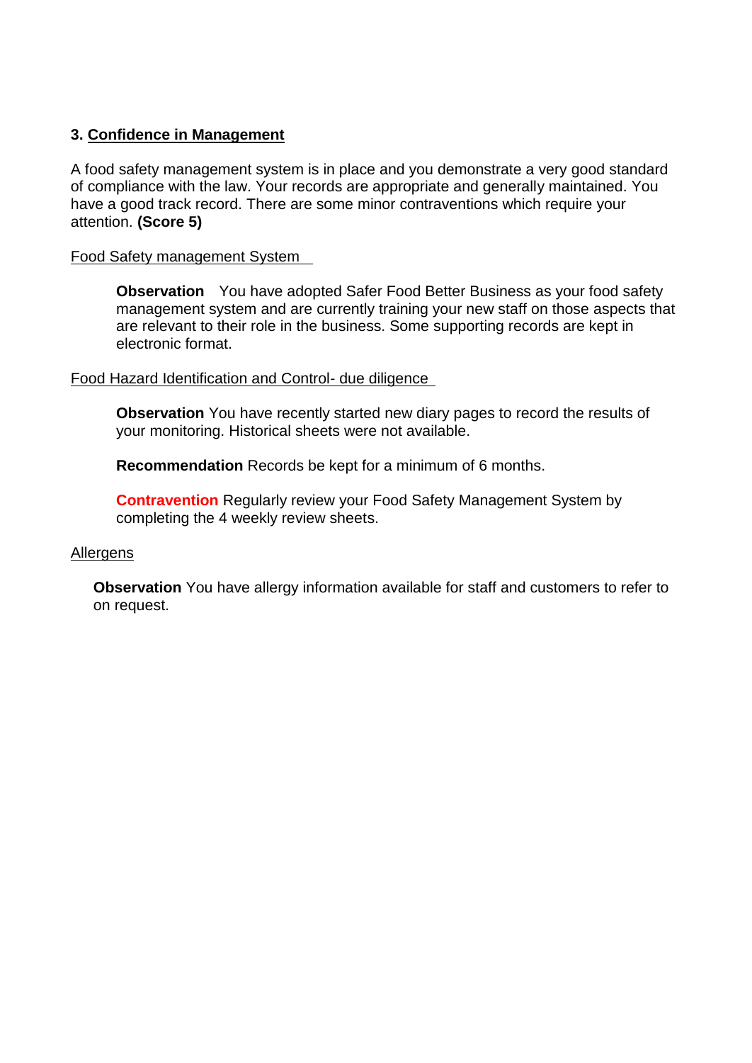### 3. Confidence in Management

A food safety management system is in place and you demonstrate a very good standard of compliance with the law. Your records are appropriate and generally maintained. You have a good track record. There are some minor contraventions which require your attention. **(Score 5)**

Food Safety management System

> **Observation** You have adopted Safer Food Better Business as your food safety management system and are currently training your new staff on those aspects that are relevant to their role in the business. Some supporting records are kept in electronic format.

Food Hazard Identification and Control- due diligence

> **Observation** You have recently started new diary pages to record the results of your monitoring. Historical sheets were not available.
>
> **Recommendation** Records be kept for a minimum of 6 months.
>
> **Contravention** Regularly review your Food Safety Management System by completing the 4 weekly review sheets.

Allergens

> **Observation** You have allergy information available for staff and customers to refer to on request.